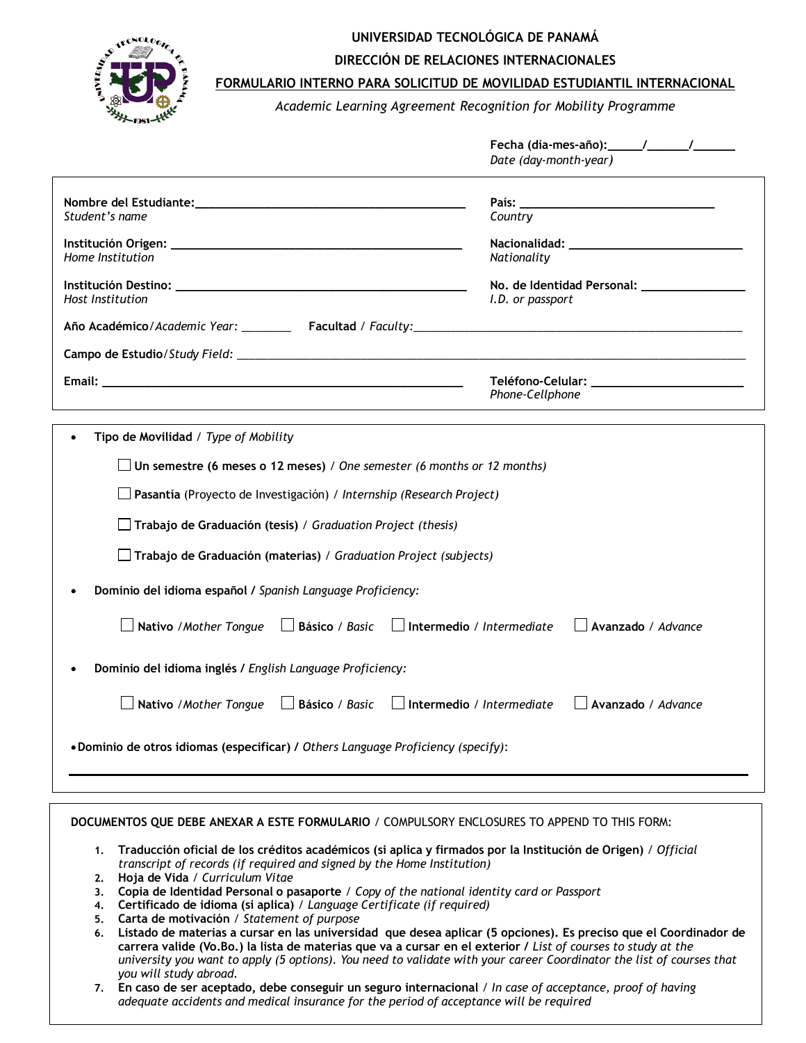# UNIVERSIDAD TECNOLÓGICA DE PANAMÁ

## DIRECCIÓN DE RELACIONES INTERNACIONALES

## FORMULARIO INTERNO PARA SOLICITUD DE MOVILIDAD ESTUDIANTIL INTERNACIONAL

*Academic Learning Agreement Recognition for Mobility Programme*

**Fecha (día-mes-año):**\_\_\_\_\_/\_\_\_\_\_\_/\_\_\_\_\_\_
*Date (day-month-year)*

**Nombre del Estudiante:** \_\_\_\_\_\_\_\_\_\_\_\_\_\_\_\_\_\_\_\_\_\_\_\_\_\_\_\_\_\_\_\_\_\_\_\_\_\_\_\_
*Student's name*

**País:** \_\_\_\_\_\_\_\_\_\_\_\_\_\_\_\_\_\_\_\_\_\_\_\_\_\_\_\_\_\_
*Country*

**Institución Origen:** \_\_\_\_\_\_\_\_\_\_\_\_\_\_\_\_\_\_\_\_\_\_\_\_\_\_\_\_\_\_\_\_\_\_\_\_\_\_\_\_\_\_\_\_
*Home Institution*

**Nacionalidad:** \_\_\_\_\_\_\_\_\_\_\_\_\_\_\_\_\_\_\_\_\_\_\_\_\_\_\_
*Nationality*

**Institución Destino:** \_\_\_\_\_\_\_\_\_\_\_\_\_\_\_\_\_\_\_\_\_\_\_\_\_\_\_\_\_\_\_\_\_\_\_\_\_\_\_\_\_\_\_\_
*Host Institution*

**No. de Identidad Personal:** \_\_\_\_\_\_\_\_\_\_\_\_\_\_\_\_
*I.D. or passport*

**Año Académico**/*Academic Year:* \_\_\_\_\_\_\_\_ **Facultad** / *Faculty:*\_\_\_\_\_\_\_\_\_\_\_\_\_\_\_\_\_\_\_\_\_\_\_\_\_\_\_\_\_\_\_\_\_\_\_\_\_\_\_\_\_\_\_\_\_\_\_\_

**Campo de Estudio**/*Study Field:* \_\_\_\_\_\_\_\_\_\_\_\_\_\_\_\_\_\_\_\_\_\_\_\_\_\_\_\_\_\_\_\_\_\_\_\_\_\_\_\_\_\_\_\_\_\_\_\_\_\_\_\_\_\_\_\_\_\_\_\_\_\_\_\_\_\_\_\_\_\_\_\_

**Email:** \_\_\_\_\_\_\_\_\_\_\_\_\_\_\_\_\_\_\_\_\_\_\_\_\_\_\_\_\_\_\_\_\_\_\_\_\_\_\_\_\_\_\_\_\_\_\_\_\_\_\_\_\_\_

**Teléfono-Celular:** \_\_\_\_\_\_\_\_\_\_\_\_\_\_\_\_\_\_\_\_\_\_\_
*Phone-Cellphone*

- **Tipo de Movilidad** / *Type of Mobility*

  ☐ **Un semestre (6 meses o 12 meses)** / *One semester (6 months or 12 months)*

  ☐ **Pasantía** (Proyecto de Investigación) / *Internship (Research Project)*

  ☐ **Trabajo de Graduación (tesis)** / *Graduation Project (thesis)*

  ☐ **Trabajo de Graduación (materias)** / *Graduation Project (subjects)*

- **Dominio del idioma español /** *Spanish Language Proficiency:*

  ☐ **Nativo** /*Mother Tongue* ☐ **Básico** / *Basic* ☐ **Intermedio** / *Intermediate* ☐ **Avanzado** / *Advance*

- **Dominio del idioma inglés /** *English Language Proficiency:*

  ☐ **Nativo** /*Mother Tongue* ☐ **Básico** / *Basic* ☐ **Intermedio** / *Intermediate* ☐ **Avanzado** / *Advance*

- **Dominio de otros idiomas (especificar) /** *Others Language Proficiency (specify)*:

\_\_\_\_\_\_\_\_\_\_\_\_\_\_\_\_\_\_\_\_\_\_\_\_\_\_\_\_\_\_\_\_\_\_\_\_\_\_\_\_\_\_\_\_\_\_\_\_\_\_\_\_\_\_\_\_\_\_\_\_\_\_\_\_\_\_\_\_\_\_\_\_\_\_\_\_\_\_\_\_\_\_\_\_

**DOCUMENTOS QUE DEBE ANEXAR A ESTE FORMULARIO** / COMPULSORY ENCLOSURES TO APPEND TO THIS FORM:

1. **Traducción oficial de los créditos académicos (si aplica y firmados por la Institución de Origen)** / *Official transcript of records (if required and signed by the Home Institution)*
2. **Hoja de Vida** / *Curriculum Vitae*
3. **Copia de Identidad Personal o pasaporte** / *Copy of the national identity card or Passport*
4. **Certificado de idioma (si aplica)** / *Language Certificate (if required)*
5. **Carta de motivación** / *Statement of purpose*
6. **Listado de materias a cursar en las universidad que desea aplicar (5 opciones). Es preciso que el Coordinador de carrera valide (Vo.Bo.) la lista de materias que va a cursar en el exterior /** *List of courses to study at the university you want to apply (5 options). You need to validate with your career Coordinator the list of courses that you will study abroad.*
7. **En caso de ser aceptado, debe conseguir un seguro internacional** / *In case of acceptance, proof of having adequate accidents and medical insurance for the period of acceptance will be required*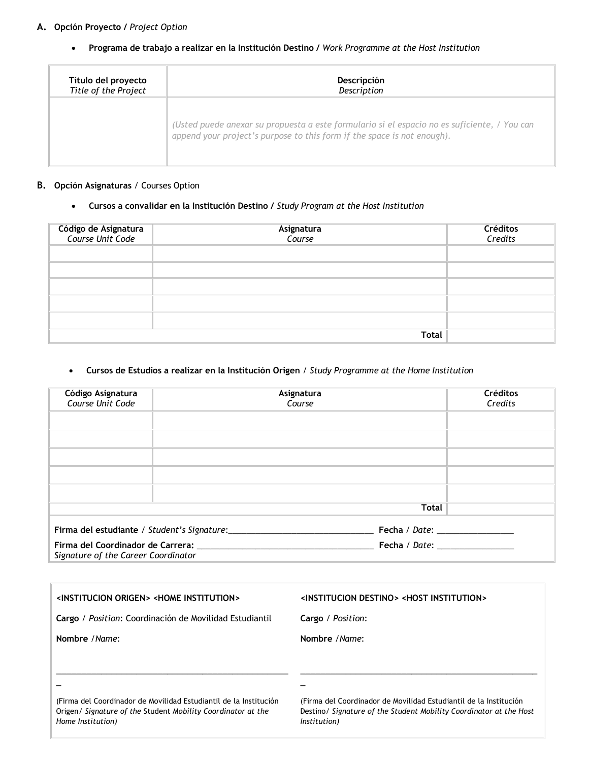**A. Opción Proyecto /** *Project Option*

- **Programa de trabajo a realizar en la Institución Destino /** *Work Programme at the Host Institution*

| **Título del proyecto** *Title of the Project* | **Descripción** *Description* |
|---|---|
| | *(Usted puede anexar su propuesta a este formulario si el espacio no es suficiente, / You can append your project's purpose to this form if the space is not enough).* |

**B. Opción Asignaturas** / Courses Option

- **Cursos a convalidar en la Institución Destino /** *Study Program at the Host Institution*

| **Código de Asignatura** *Course Unit Code* | **Asignatura** *Course* | **Créditos** *Credits* |
|---|---|---|
| | | |
| | | |
| | | |
| | | |
| | | |
| | **Total** | |

- **Cursos de Estudios a realizar en la Institución Origen** / *Study Programme at the Home Institution*

| **Código Asignatura** *Course Unit Code* | **Asignatura** *Course* | **Créditos** *Credits* |
|---|---|---|
| | | |
| | | |
| | | |
| | | |
| | | |
| | **Total** | |

**Firma del estudiante** / *Student's Signature*:_______________________________ **Fecha** / *Date*: ________________

**Firma del Coordinador de Carrera:** _______________________________________ **Fecha** / *Date*: ________________
*Signature of the Career Coordinator*

**<INSTITUCION ORIGEN> <HOME INSTITUTION>**

**Cargo** / *Position*: Coordinación de Movilidad Estudiantil

**Nombre** /*Name*:

_______________________________________________________

(Firma del Coordinador de Movilidad Estudiantil de la Institución Origen/ *Signature of the* Student *Mobility Coordinator at the Home Institution)*

**<INSTITUCION DESTINO> <HOST INSTITUTION>**

**Cargo** / *Position*:

**Nombre** /*Name*:

_______________________________________________________

(Firma del Coordinador de Movilidad Estudiantil de la Institución Destino/ *Signature of the Student Mobility Coordinator at the Host Institution)*